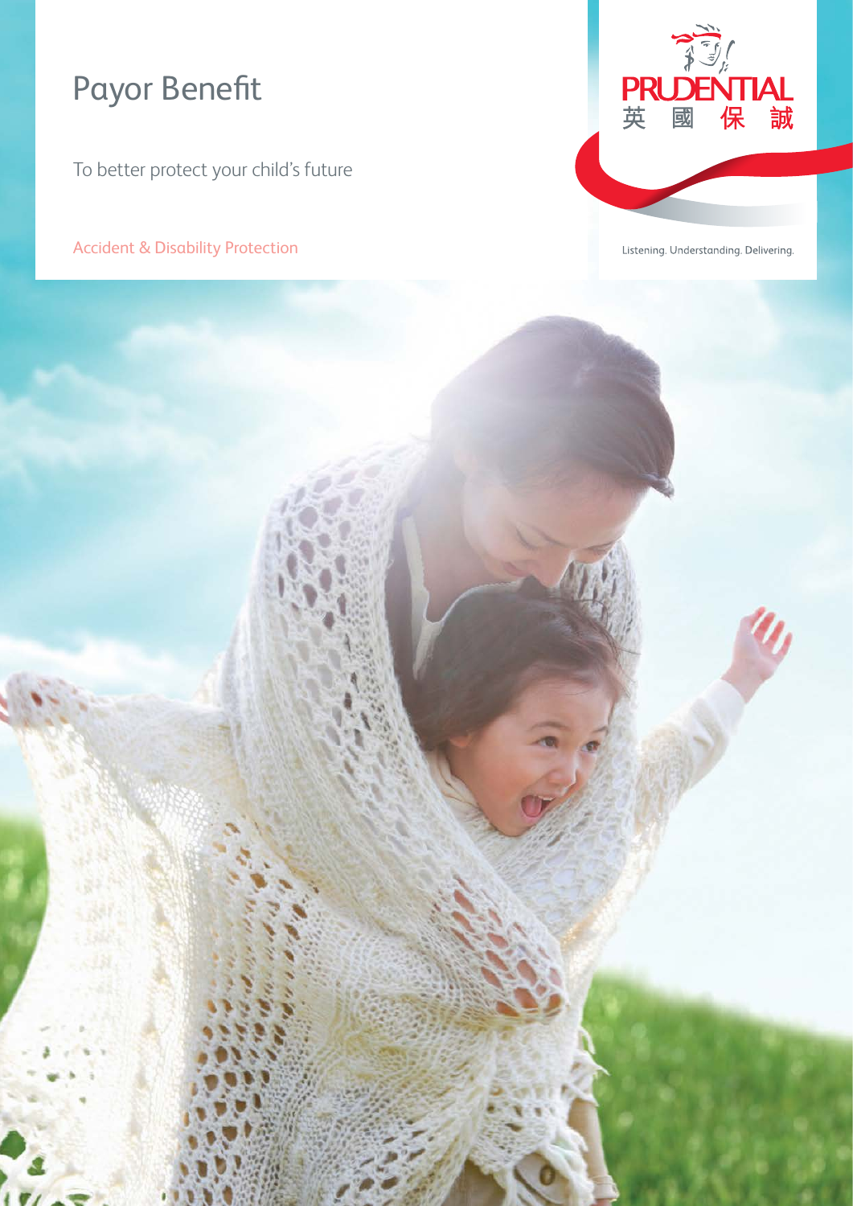# Payor Benefit

To better protect your child's future

Accident & Disability Protection

PRUDENTIAL
英 國 保 誠

Listening. Understanding. Delivering.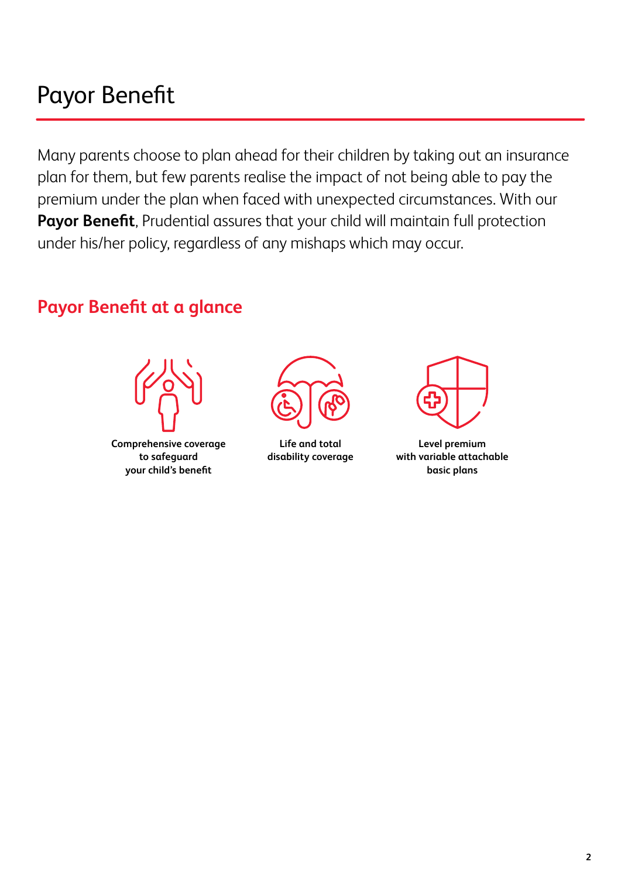# Payor Benefit

Many parents choose to plan ahead for their children by taking out an insurance plan for them, but few parents realise the impact of not being able to pay the premium under the plan when faced with unexpected circumstances. With our **Payor Benefit**, Prudential assures that your child will maintain full protection under his/her policy, regardless of any mishaps which may occur.

## Payor Benefit at a glance

**Comprehensive coverage to safeguard your child's benefit**

**Life and total disability coverage**

**Level premium with variable attachable basic plans**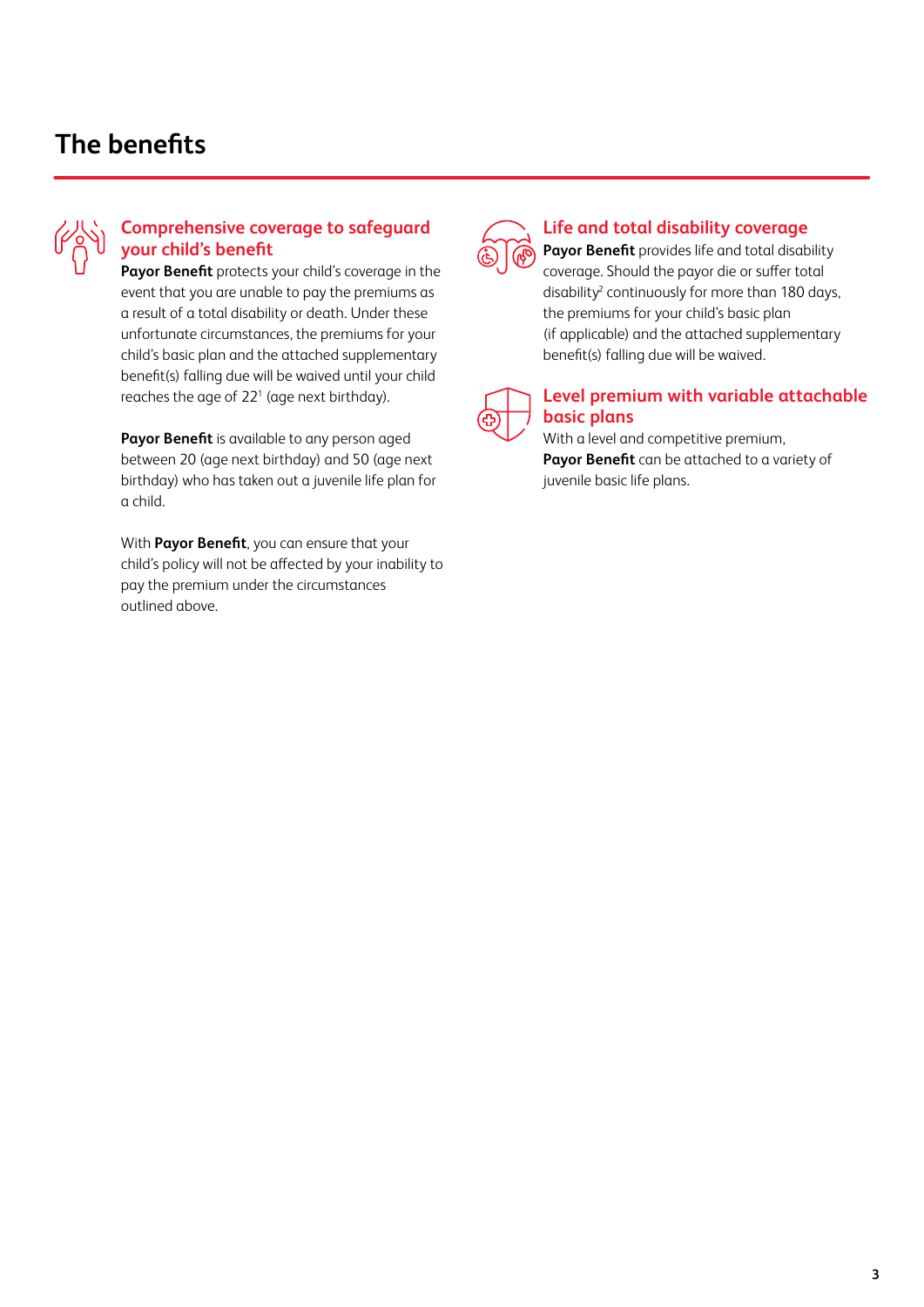# The benefits

## Comprehensive coverage to safeguard your child's benefit

**Payor Benefit** protects your child's coverage in the event that you are unable to pay the premiums as a result of a total disability or death. Under these unfortunate circumstances, the premiums for your child's basic plan and the attached supplementary benefit(s) falling due will be waived until your child reaches the age of 22[1] (age next birthday).

**Payor Benefit** is available to any person aged between 20 (age next birthday) and 50 (age next birthday) who has taken out a juvenile life plan for a child.

With **Payor Benefit**, you can ensure that your child's policy will not be affected by your inability to pay the premium under the circumstances outlined above.

## Life and total disability coverage

**Payor Benefit** provides life and total disability coverage. Should the payor die or suffer total disability[2] continuously for more than 180 days, the premiums for your child's basic plan (if applicable) and the attached supplementary benefit(s) falling due will be waived.

## Level premium with variable attachable basic plans

With a level and competitive premium, **Payor Benefit** can be attached to a variety of juvenile basic life plans.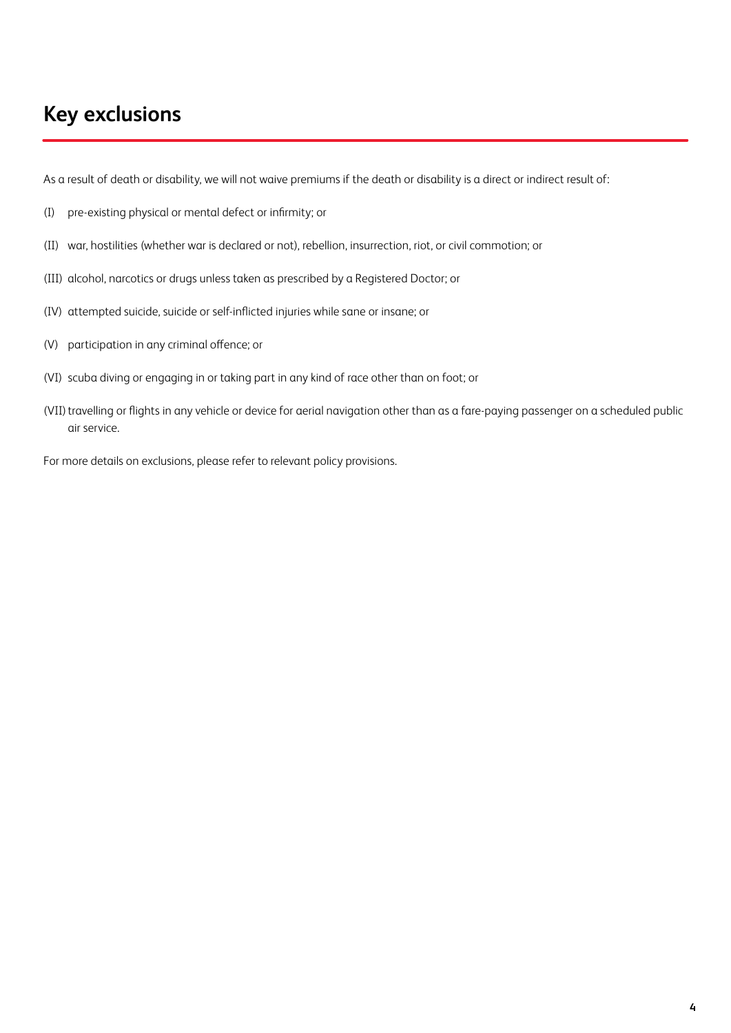## Key exclusions

As a result of death or disability, we will not waive premiums if the death or disability is a direct or indirect result of:

(I) pre-existing physical or mental defect or infirmity; or

(II) war, hostilities (whether war is declared or not), rebellion, insurrection, riot, or civil commotion; or

(III) alcohol, narcotics or drugs unless taken as prescribed by a Registered Doctor; or

(IV) attempted suicide, suicide or self-inflicted injuries while sane or insane; or

(V) participation in any criminal offence; or

(VI) scuba diving or engaging in or taking part in any kind of race other than on foot; or

(VII) travelling or flights in any vehicle or device for aerial navigation other than as a fare-paying passenger on a scheduled public air service.

For more details on exclusions, please refer to relevant policy provisions.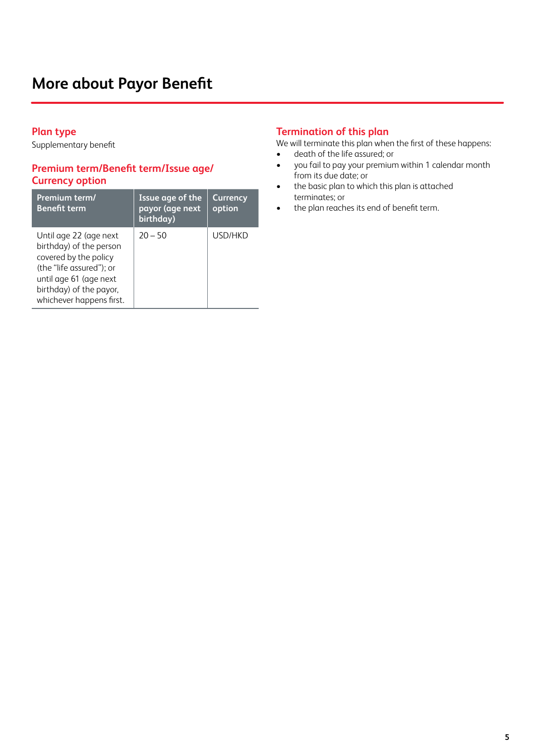# More about Payor Benefit

## Plan type

Supplementary benefit

## Premium term/Benefit term/Issue age/ Currency option

| Premium term/ Benefit term | Issue age of the payor (age next birthday) | Currency option |
|---|---|---|
| Until age 22 (age next birthday) of the person covered by the policy (the "life assured"); or until age 61 (age next birthday) of the payor, whichever happens first. | 20 – 50 | USD/HKD |

## Termination of this plan

We will terminate this plan when the first of these happens:

- death of the life assured; or
- you fail to pay your premium within 1 calendar month from its due date; or
- the basic plan to which this plan is attached terminates; or
- the plan reaches its end of benefit term.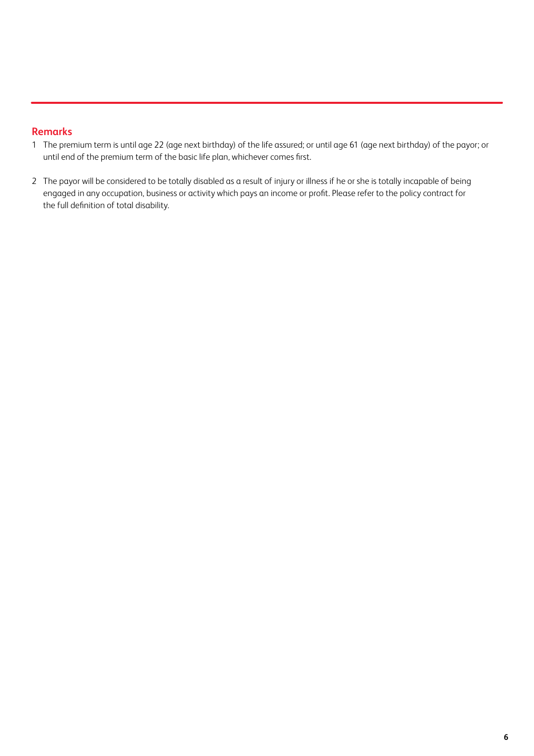## Remarks

1. The premium term is until age 22 (age next birthday) of the life assured; or until age 61 (age next birthday) of the payor; or until end of the premium term of the basic life plan, whichever comes first.

2. The payor will be considered to be totally disabled as a result of injury or illness if he or she is totally incapable of being engaged in any occupation, business or activity which pays an income or profit. Please refer to the policy contract for the full definition of total disability.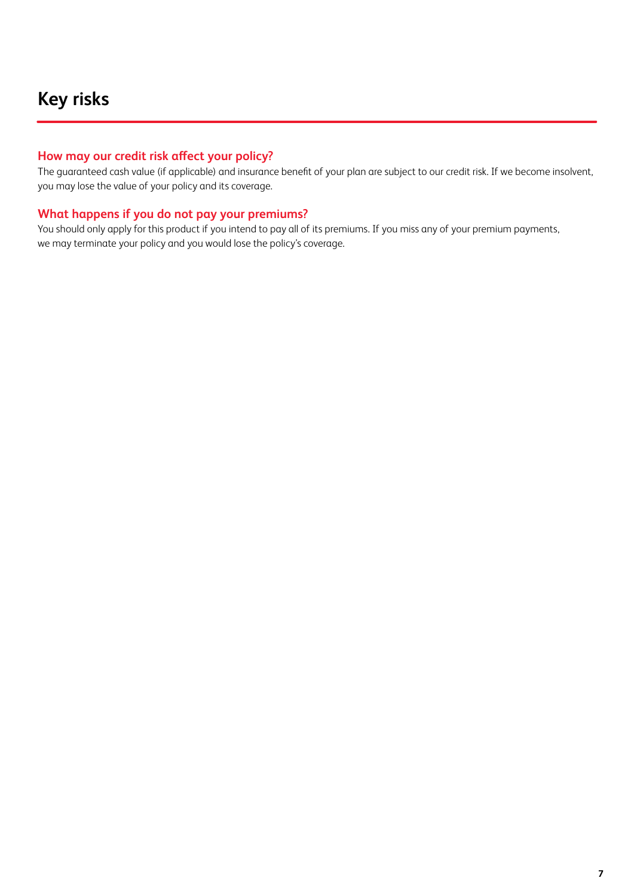# Key risks

## How may our credit risk affect your policy?

The guaranteed cash value (if applicable) and insurance benefit of your plan are subject to our credit risk. If we become insolvent, you may lose the value of your policy and its coverage.

## What happens if you do not pay your premiums?

You should only apply for this product if you intend to pay all of its premiums. If you miss any of your premium payments, we may terminate your policy and you would lose the policy's coverage.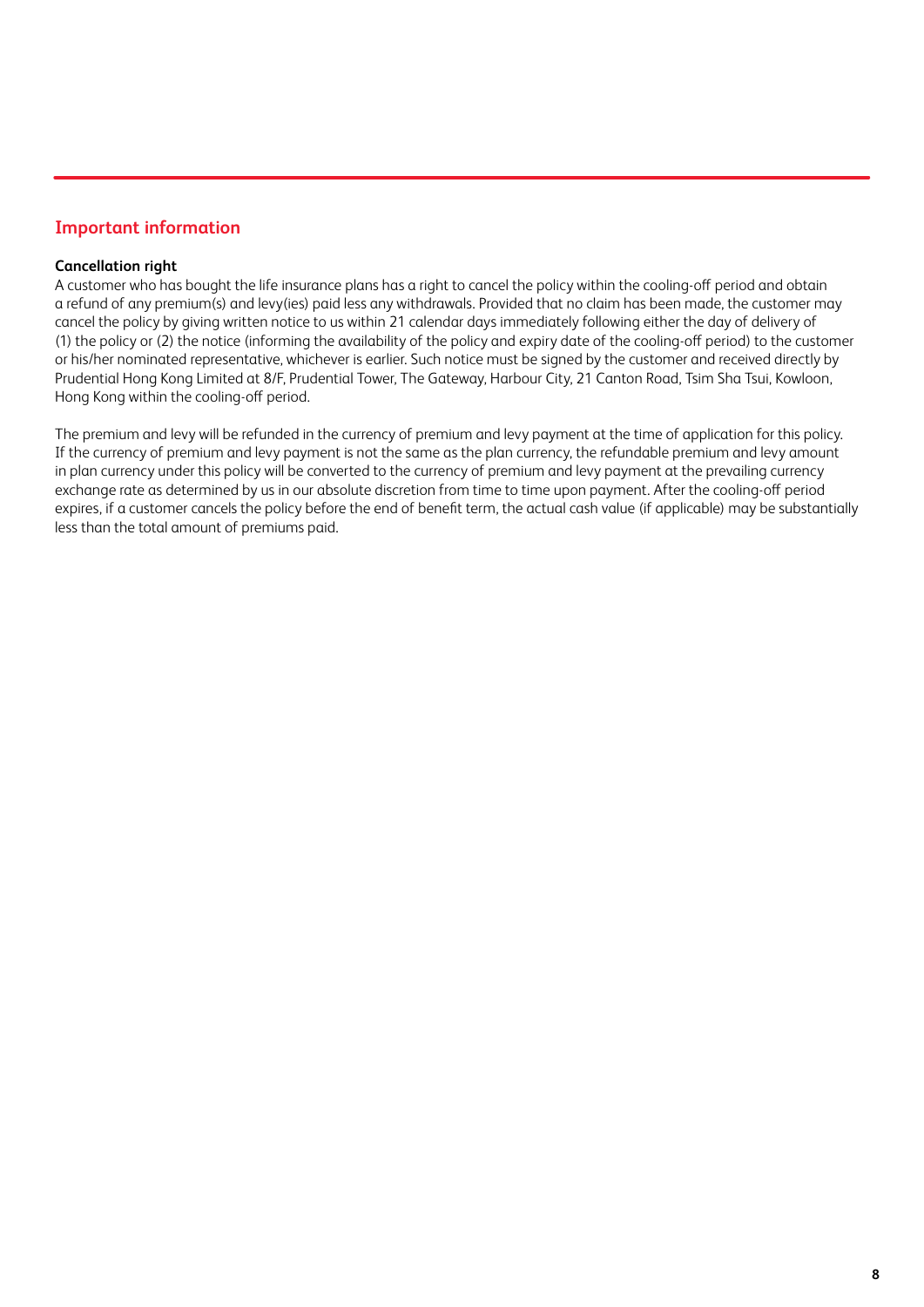## Important information

### Cancellation right

A customer who has bought the life insurance plans has a right to cancel the policy within the cooling-off period and obtain a refund of any premium(s) and levy(ies) paid less any withdrawals. Provided that no claim has been made, the customer may cancel the policy by giving written notice to us within 21 calendar days immediately following either the day of delivery of (1) the policy or (2) the notice (informing the availability of the policy and expiry date of the cooling-off period) to the customer or his/her nominated representative, whichever is earlier. Such notice must be signed by the customer and received directly by Prudential Hong Kong Limited at 8/F, Prudential Tower, The Gateway, Harbour City, 21 Canton Road, Tsim Sha Tsui, Kowloon, Hong Kong within the cooling-off period.

The premium and levy will be refunded in the currency of premium and levy payment at the time of application for this policy. If the currency of premium and levy payment is not the same as the plan currency, the refundable premium and levy amount in plan currency under this policy will be converted to the currency of premium and levy payment at the prevailing currency exchange rate as determined by us in our absolute discretion from time to time upon payment. After the cooling-off period expires, if a customer cancels the policy before the end of benefit term, the actual cash value (if applicable) may be substantially less than the total amount of premiums paid.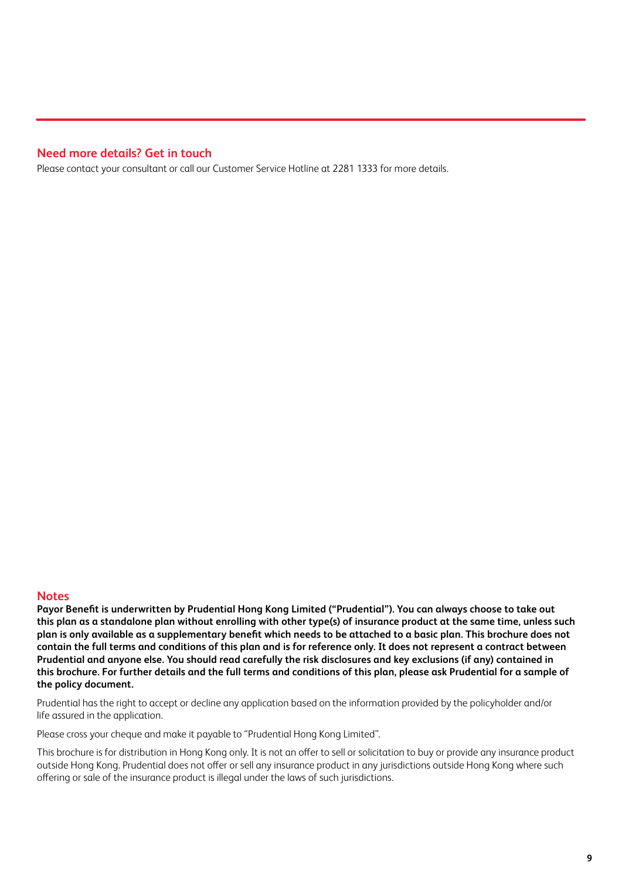## Need more details? Get in touch

Please contact your consultant or call our Customer Service Hotline at 2281 1333 for more details.

## Notes

**Payor Benefit is underwritten by Prudential Hong Kong Limited ("Prudential"). You can always choose to take out this plan as a standalone plan without enrolling with other type(s) of insurance product at the same time, unless such plan is only available as a supplementary benefit which needs to be attached to a basic plan. This brochure does not contain the full terms and conditions of this plan and is for reference only. It does not represent a contract between Prudential and anyone else. You should read carefully the risk disclosures and key exclusions (if any) contained in this brochure. For further details and the full terms and conditions of this plan, please ask Prudential for a sample of the policy document.**

Prudential has the right to accept or decline any application based on the information provided by the policyholder and/or life assured in the application.

Please cross your cheque and make it payable to "Prudential Hong Kong Limited".

This brochure is for distribution in Hong Kong only. It is not an offer to sell or solicitation to buy or provide any insurance product outside Hong Kong. Prudential does not offer or sell any insurance product in any jurisdictions outside Hong Kong where such offering or sale of the insurance product is illegal under the laws of such jurisdictions.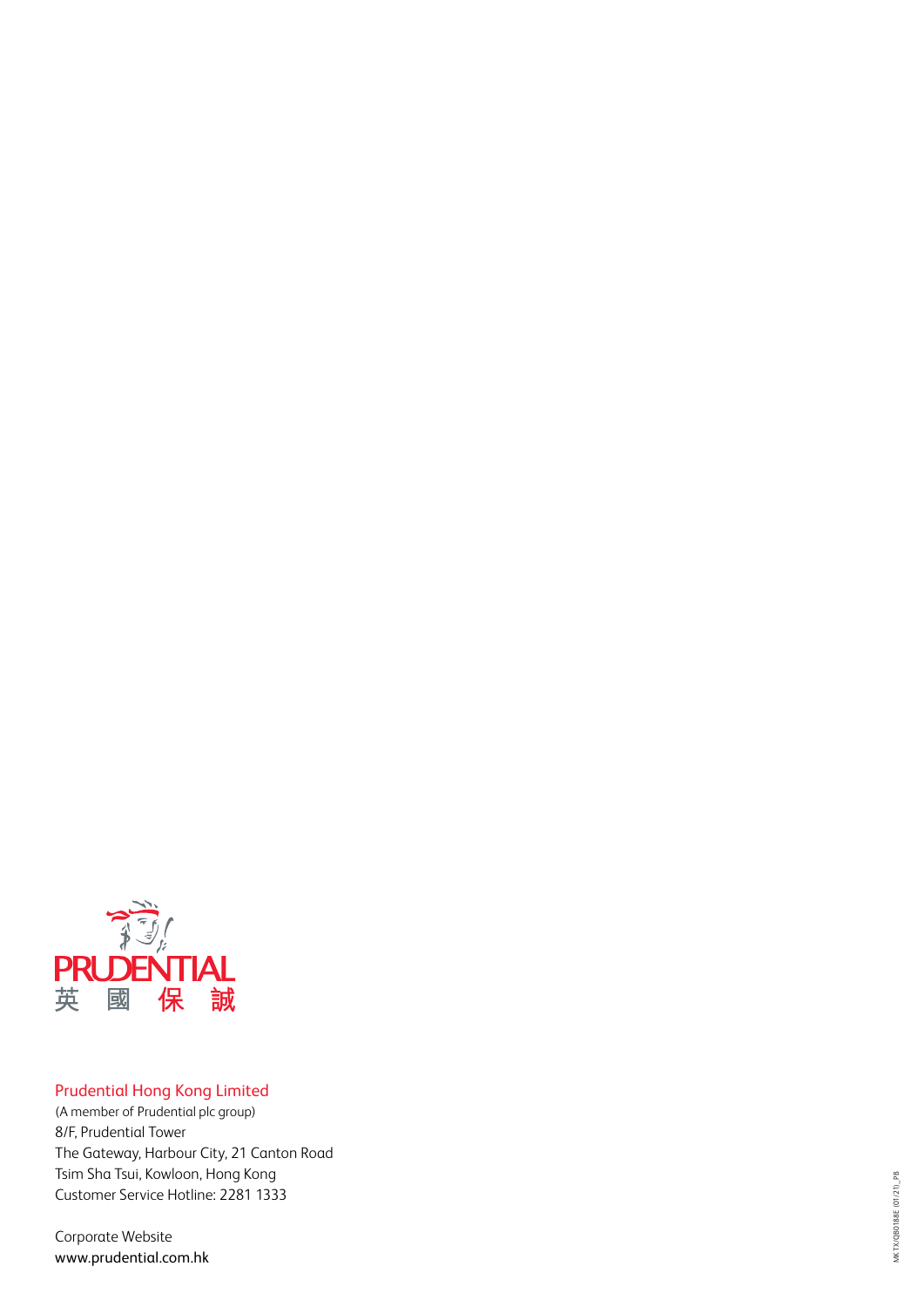PRUDENTIAL
英 國 保 誠

Prudential Hong Kong Limited
(A member of Prudential plc group)
8/F, Prudential Tower
The Gateway, Harbour City, 21 Canton Road
Tsim Sha Tsui, Kowloon, Hong Kong
Customer Service Hotline: 2281 1333

Corporate Website
www.prudential.com.hk

MKTX/QB0188E (01/21)_PB